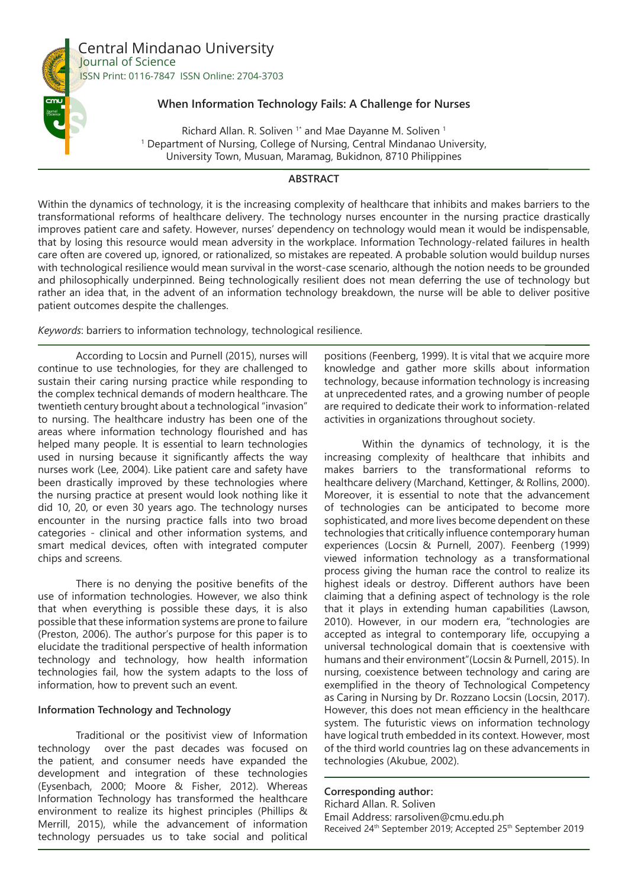Central Mindanao University
Journal of Science
ISSN Print: 0116-7847 ISSN Online: 2704-3703

# When Information Technology Fails: A Challenge for Nurses

Richard Allan. R. Soliven [1*] and Mae Dayanne M. Soliven [1]

[1] Department of Nursing, College of Nursing, Central Mindanao University, University Town, Musuan, Maramag, Bukidnon, 8710 Philippines

## ABSTRACT

Within the dynamics of technology, it is the increasing complexity of healthcare that inhibits and makes barriers to the transformational reforms of healthcare delivery. The technology nurses encounter in the nursing practice drastically improves patient care and safety. However, nurses' dependency on technology would mean it would be indispensable, that by losing this resource would mean adversity in the workplace. Information Technology-related failures in health care often are covered up, ignored, or rationalized, so mistakes are repeated. A probable solution would buildup nurses with technological resilience would mean survival in the worst-case scenario, although the notion needs to be grounded and philosophically underpinned. Being technologically resilient does not mean deferring the use of technology but rather an idea that, in the advent of an information technology breakdown, the nurse will be able to deliver positive patient outcomes despite the challenges.

*Keywords*: barriers to information technology, technological resilience.

According to Locsin and Purnell (2015), nurses will continue to use technologies, for they are challenged to sustain their caring nursing practice while responding to the complex technical demands of modern healthcare. The twentieth century brought about a technological "invasion" to nursing. The healthcare industry has been one of the areas where information technology flourished and has helped many people. It is essential to learn technologies used in nursing because it significantly affects the way nurses work (Lee, 2004). Like patient care and safety have been drastically improved by these technologies where the nursing practice at present would look nothing like it did 10, 20, or even 30 years ago. The technology nurses encounter in the nursing practice falls into two broad categories - clinical and other information systems, and smart medical devices, often with integrated computer chips and screens.

There is no denying the positive benefits of the use of information technologies. However, we also think that when everything is possible these days, it is also possible that these information systems are prone to failure (Preston, 2006). The author's purpose for this paper is to elucidate the traditional perspective of health information technology and technology, how health information technologies fail, how the system adapts to the loss of information, how to prevent such an event.

### Information Technology and Technology

Traditional or the positivist view of Information technology over the past decades was focused on the patient, and consumer needs have expanded the development and integration of these technologies (Eysenbach, 2000; Moore & Fisher, 2012). Whereas Information Technology has transformed the healthcare environment to realize its highest principles (Phillips & Merrill, 2015), while the advancement of information technology persuades us to take social and political positions (Feenberg, 1999). It is vital that we acquire more knowledge and gather more skills about information technology, because information technology is increasing at unprecedented rates, and a growing number of people are required to dedicate their work to information-related activities in organizations throughout society.

Within the dynamics of technology, it is the increasing complexity of healthcare that inhibits and makes barriers to the transformational reforms to healthcare delivery (Marchand, Kettinger, & Rollins, 2000). Moreover, it is essential to note that the advancement of technologies can be anticipated to become more sophisticated, and more lives become dependent on these technologies that critically influence contemporary human experiences (Locsin & Purnell, 2007). Feenberg (1999) viewed information technology as a transformational process giving the human race the control to realize its highest ideals or destroy. Different authors have been claiming that a defining aspect of technology is the role that it plays in extending human capabilities (Lawson, 2010). However, in our modern era, "technologies are accepted as integral to contemporary life, occupying a universal technological domain that is coextensive with humans and their environment"(Locsin & Purnell, 2015). In nursing, coexistence between technology and caring are exemplified in the theory of Technological Competency as Caring in Nursing by Dr. Rozzano Locsin (Locsin, 2017). However, this does not mean efficiency in the healthcare system. The futuristic views on information technology have logical truth embedded in its context. However, most of the third world countries lag on these advancements in technologies (Akubue, 2002).

**Corresponding author:**
Richard Allan. R. Soliven
Email Address: rarsoliven@cmu.edu.ph
Received 24th September 2019; Accepted 25th September 2019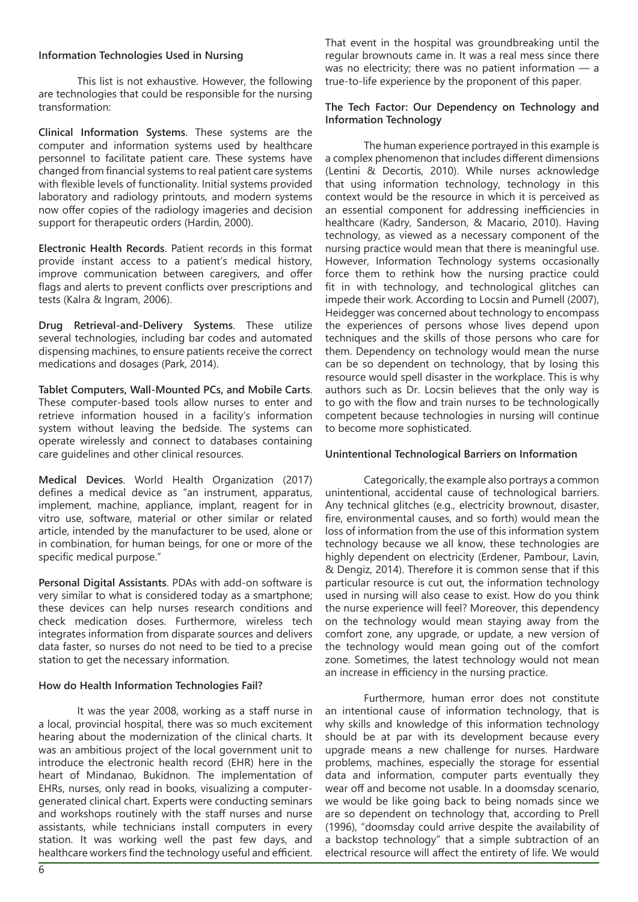### Information Technologies Used in Nursing

This list is not exhaustive. However, the following are technologies that could be responsible for the nursing transformation:

**Clinical Information Systems**. These systems are the computer and information systems used by healthcare personnel to facilitate patient care. These systems have changed from financial systems to real patient care systems with flexible levels of functionality. Initial systems provided laboratory and radiology printouts, and modern systems now offer copies of the radiology imageries and decision support for therapeutic orders (Hardin, 2000).

**Electronic Health Records**. Patient records in this format provide instant access to a patient's medical history, improve communication between caregivers, and offer flags and alerts to prevent conflicts over prescriptions and tests (Kalra & Ingram, 2006).

**Drug Retrieval-and-Delivery Systems**. These utilize several technologies, including bar codes and automated dispensing machines, to ensure patients receive the correct medications and dosages (Park, 2014).

**Tablet Computers, Wall-Mounted PCs, and Mobile Carts**. These computer-based tools allow nurses to enter and retrieve information housed in a facility's information system without leaving the bedside. The systems can operate wirelessly and connect to databases containing care guidelines and other clinical resources.

**Medical Devices**. World Health Organization (2017) defines a medical device as "an instrument, apparatus, implement, machine, appliance, implant, reagent for in vitro use, software, material or other similar or related article, intended by the manufacturer to be used, alone or in combination, for human beings, for one or more of the specific medical purpose."

**Personal Digital Assistants**. PDAs with add-on software is very similar to what is considered today as a smartphone; these devices can help nurses research conditions and check medication doses. Furthermore, wireless tech integrates information from disparate sources and delivers data faster, so nurses do not need to be tied to a precise station to get the necessary information.

### How do Health Information Technologies Fail?

It was the year 2008, working as a staff nurse in a local, provincial hospital, there was so much excitement hearing about the modernization of the clinical charts. It was an ambitious project of the local government unit to introduce the electronic health record (EHR) here in the heart of Mindanao, Bukidnon. The implementation of EHRs, nurses, only read in books, visualizing a computer-generated clinical chart. Experts were conducting seminars and workshops routinely with the staff nurses and nurse assistants, while technicians install computers in every station. It was working well the past few days, and healthcare workers find the technology useful and efficient. That event in the hospital was groundbreaking until the regular brownouts came in. It was a real mess since there was no electricity; there was no patient information — a true-to-life experience by the proponent of this paper.

### The Tech Factor: Our Dependency on Technology and Information Technology

The human experience portrayed in this example is a complex phenomenon that includes different dimensions (Lentini & Decortis, 2010). While nurses acknowledge that using information technology, technology in this context would be the resource in which it is perceived as an essential component for addressing inefficiencies in healthcare (Kadry, Sanderson, & Macario, 2010). Having technology, as viewed as a necessary component of the nursing practice would mean that there is meaningful use. However, Information Technology systems occasionally force them to rethink how the nursing practice could fit in with technology, and technological glitches can impede their work. According to Locsin and Purnell (2007), Heidegger was concerned about technology to encompass the experiences of persons whose lives depend upon techniques and the skills of those persons who care for them. Dependency on technology would mean the nurse can be so dependent on technology, that by losing this resource would spell disaster in the workplace. This is why authors such as Dr. Locsin believes that the only way is to go with the flow and train nurses to be technologically competent because technologies in nursing will continue to become more sophisticated.

### Unintentional Technological Barriers on Information

Categorically, the example also portrays a common unintentional, accidental cause of technological barriers. Any technical glitches (e.g., electricity brownout, disaster, fire, environmental causes, and so forth) would mean the loss of information from the use of this information system technology because we all know, these technologies are highly dependent on electricity (Erdener, Pambour, Lavin, & Dengiz, 2014). Therefore it is common sense that if this particular resource is cut out, the information technology used in nursing will also cease to exist. How do you think the nurse experience will feel? Moreover, this dependency on the technology would mean staying away from the comfort zone, any upgrade, or update, a new version of the technology would mean going out of the comfort zone. Sometimes, the latest technology would not mean an increase in efficiency in the nursing practice.

Furthermore, human error does not constitute an intentional cause of information technology, that is why skills and knowledge of this information technology should be at par with its development because every upgrade means a new challenge for nurses. Hardware problems, machines, especially the storage for essential data and information, computer parts eventually they wear off and become not usable. In a doomsday scenario, we would be like going back to being nomads since we are so dependent on technology that, according to Prell (1996), "doomsday could arrive despite the availability of a backstop technology" that a simple subtraction of an electrical resource will affect the entirety of life. We would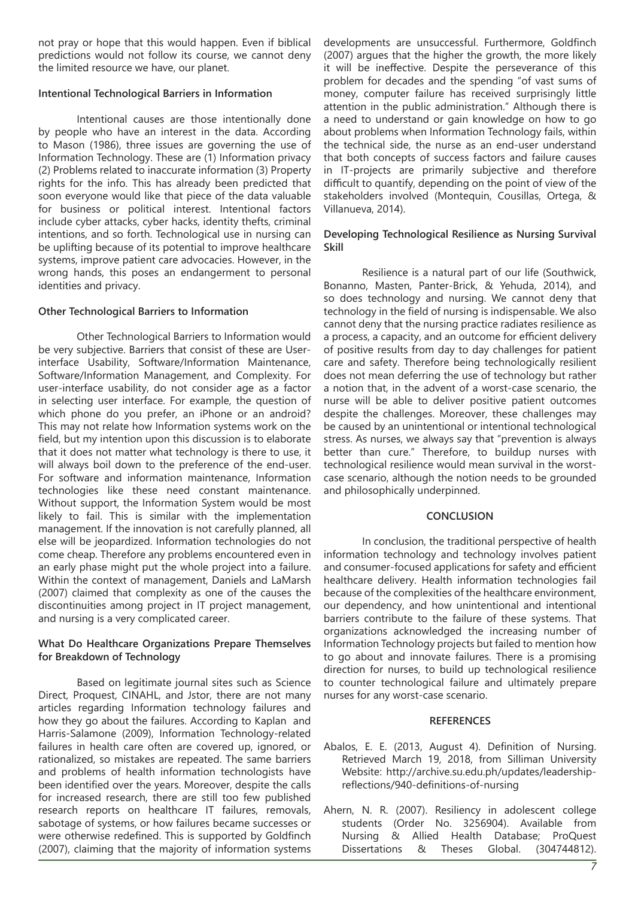not pray or hope that this would happen. Even if biblical predictions would not follow its course, we cannot deny the limited resource we have, our planet.

### Intentional Technological Barriers in Information

Intentional causes are those intentionally done by people who have an interest in the data. According to Mason (1986), three issues are governing the use of Information Technology. These are (1) Information privacy (2) Problems related to inaccurate information (3) Property rights for the info. This has already been predicted that soon everyone would like that piece of the data valuable for business or political interest. Intentional factors include cyber attacks, cyber hacks, identity thefts, criminal intentions, and so forth. Technological use in nursing can be uplifting because of its potential to improve healthcare systems, improve patient care advocacies. However, in the wrong hands, this poses an endangerment to personal identities and privacy.

### Other Technological Barriers to Information

Other Technological Barriers to Information would be very subjective. Barriers that consist of these are User-interface Usability, Software/Information Maintenance, Software/Information Management, and Complexity. For user-interface usability, do not consider age as a factor in selecting user interface. For example, the question of which phone do you prefer, an iPhone or an android? This may not relate how Information systems work on the field, but my intention upon this discussion is to elaborate that it does not matter what technology is there to use, it will always boil down to the preference of the end-user. For software and information maintenance, Information technologies like these need constant maintenance. Without support, the Information System would be most likely to fail. This is similar with the implementation management. If the innovation is not carefully planned, all else will be jeopardized. Information technologies do not come cheap. Therefore any problems encountered even in an early phase might put the whole project into a failure. Within the context of management, Daniels and LaMarsh (2007) claimed that complexity as one of the causes the discontinuities among project in IT project management, and nursing is a very complicated career.

### What Do Healthcare Organizations Prepare Themselves for Breakdown of Technology

Based on legitimate journal sites such as Science Direct, Proquest, CINAHL, and Jstor, there are not many articles regarding Information technology failures and how they go about the failures. According to Kaplan and Harris-Salamone (2009), Information Technology-related failures in health care often are covered up, ignored, or rationalized, so mistakes are repeated. The same barriers and problems of health information technologists have been identified over the years. Moreover, despite the calls for increased research, there are still too few published research reports on healthcare IT failures, removals, sabotage of systems, or how failures became successes or were otherwise redefined. This is supported by Goldfinch (2007), claiming that the majority of information systems developments are unsuccessful. Furthermore, Goldfinch (2007) argues that the higher the growth, the more likely it will be ineffective. Despite the perseverance of this problem for decades and the spending "of vast sums of money, computer failure has received surprisingly little attention in the public administration." Although there is a need to understand or gain knowledge on how to go about problems when Information Technology fails, within the technical side, the nurse as an end-user understand that both concepts of success factors and failure causes in IT-projects are primarily subjective and therefore difficult to quantify, depending on the point of view of the stakeholders involved (Montequin, Cousillas, Ortega, & Villanueva, 2014).

### Developing Technological Resilience as Nursing Survival Skill

Resilience is a natural part of our life (Southwick, Bonanno, Masten, Panter-Brick, & Yehuda, 2014), and so does technology and nursing. We cannot deny that technology in the field of nursing is indispensable. We also cannot deny that the nursing practice radiates resilience as a process, a capacity, and an outcome for efficient delivery of positive results from day to day challenges for patient care and safety. Therefore being technologically resilient does not mean deferring the use of technology but rather a notion that, in the advent of a worst-case scenario, the nurse will be able to deliver positive patient outcomes despite the challenges. Moreover, these challenges may be caused by an unintentional or intentional technological stress. As nurses, we always say that "prevention is always better than cure." Therefore, to buildup nurses with technological resilience would mean survival in the worst-case scenario, although the notion needs to be grounded and philosophically underpinned.

## CONCLUSION

In conclusion, the traditional perspective of health information technology and technology involves patient and consumer-focused applications for safety and efficient healthcare delivery. Health information technologies fail because of the complexities of the healthcare environment, our dependency, and how unintentional and intentional barriers contribute to the failure of these systems. That organizations acknowledged the increasing number of Information Technology projects but failed to mention how to go about and innovate failures. There is a promising direction for nurses, to build up technological resilience to counter technological failure and ultimately prepare nurses for any worst-case scenario.

## REFERENCES

Abalos, E. E. (2013, August 4). Definition of Nursing. Retrieved March 19, 2018, from Silliman University Website: http://archive.su.edu.ph/updates/leadership-reflections/940-definitions-of-nursing

Ahern, N. R. (2007). Resiliency in adolescent college students (Order No. 3256904). Available from Nursing & Allied Health Database; ProQuest Dissertations & Theses Global. (304744812).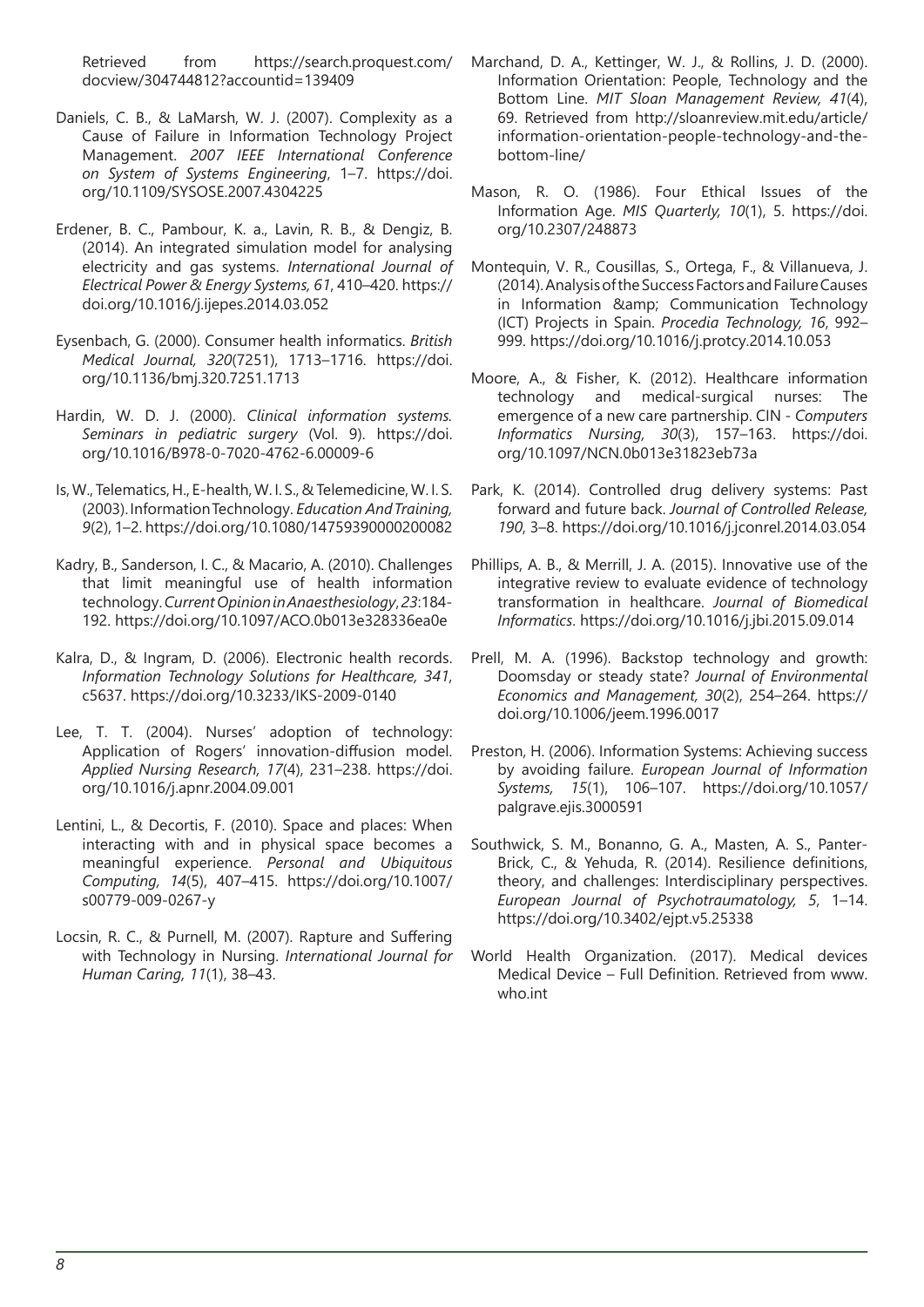Retrieved from https://search.proquest.com/docview/304744812?accountid=139409

Daniels, C. B., & LaMarsh, W. J. (2007). Complexity as a Cause of Failure in Information Technology Project Management. *2007 IEEE International Conference on System of Systems Engineering*, 1–7. https://doi.org/10.1109/SYSOSE.2007.4304225

Erdener, B. C., Pambour, K. a., Lavin, R. B., & Dengiz, B. (2014). An integrated simulation model for analysing electricity and gas systems. *International Journal of Electrical Power & Energy Systems, 61*, 410–420. https://doi.org/10.1016/j.ijepes.2014.03.052

Eysenbach, G. (2000). Consumer health informatics. *British Medical Journal, 320*(7251), 1713–1716. https://doi.org/10.1136/bmj.320.7251.1713

Hardin, W. D. J. (2000). *Clinical information systems. Seminars in pediatric surgery* (Vol. 9). https://doi.org/10.1016/B978-0-7020-4762-6.00009-6

Is, W., Telematics, H., E-health, W. I. S., & Telemedicine, W. I. S. (2003). Information Technology. *Education And Training, 9*(2), 1–2. https://doi.org/10.1080/14759390000200082

Kadry, B., Sanderson, I. C., & Macario, A. (2010). Challenges that limit meaningful use of health information technology. *Current Opinion in Anaesthesiology*, *23*:184-192. https://doi.org/10.1097/ACO.0b013e328336ea0e

Kalra, D., & Ingram, D. (2006). Electronic health records. *Information Technology Solutions for Healthcare, 341*, c5637. https://doi.org/10.3233/IKS-2009-0140

Lee, T. T. (2004). Nurses' adoption of technology: Application of Rogers' innovation-diffusion model. *Applied Nursing Research, 17*(4), 231–238. https://doi.org/10.1016/j.apnr.2004.09.001

Lentini, L., & Decortis, F. (2010). Space and places: When interacting with and in physical space becomes a meaningful experience. *Personal and Ubiquitous Computing, 14*(5), 407–415. https://doi.org/10.1007/s00779-009-0267-y

Locsin, R. C., & Purnell, M. (2007). Rapture and Suffering with Technology in Nursing. *International Journal for Human Caring, 11*(1), 38–43.

Marchand, D. A., Kettinger, W. J., & Rollins, J. D. (2000). Information Orientation: People, Technology and the Bottom Line. *MIT Sloan Management Review, 41*(4), 69. Retrieved from http://sloanreview.mit.edu/article/information-orientation-people-technology-and-the-bottom-line/

Mason, R. O. (1986). Four Ethical Issues of the Information Age. *MIS Quarterly, 10*(1), 5. https://doi.org/10.2307/248873

Montequin, V. R., Cousillas, S., Ortega, F., & Villanueva, J. (2014). Analysis of the Success Factors and Failure Causes in Information &amp; Communication Technology (ICT) Projects in Spain. *Procedia Technology, 16*, 992–999. https://doi.org/10.1016/j.protcy.2014.10.053

Moore, A., & Fisher, K. (2012). Healthcare information technology and medical-surgical nurses: The emergence of a new care partnership. CIN - *Computers Informatics Nursing, 30*(3), 157–163. https://doi.org/10.1097/NCN.0b013e31823eb73a

Park, K. (2014). Controlled drug delivery systems: Past forward and future back. *Journal of Controlled Release, 190*, 3–8. https://doi.org/10.1016/j.jconrel.2014.03.054

Phillips, A. B., & Merrill, J. A. (2015). Innovative use of the integrative review to evaluate evidence of technology transformation in healthcare. *Journal of Biomedical Informatics*. https://doi.org/10.1016/j.jbi.2015.09.014

Prell, M. A. (1996). Backstop technology and growth: Doomsday or steady state? *Journal of Environmental Economics and Management, 30*(2), 254–264. https://doi.org/10.1006/jeem.1996.0017

Preston, H. (2006). Information Systems: Achieving success by avoiding failure. *European Journal of Information Systems, 15*(1), 106–107. https://doi.org/10.1057/palgrave.ejis.3000591

Southwick, S. M., Bonanno, G. A., Masten, A. S., Panter-Brick, C., & Yehuda, R. (2014). Resilience definitions, theory, and challenges: Interdisciplinary perspectives. *European Journal of Psychotraumatology, 5*, 1–14. https://doi.org/10.3402/ejpt.v5.25338

World Health Organization. (2017). Medical devices Medical Device – Full Definition. Retrieved from www.who.int